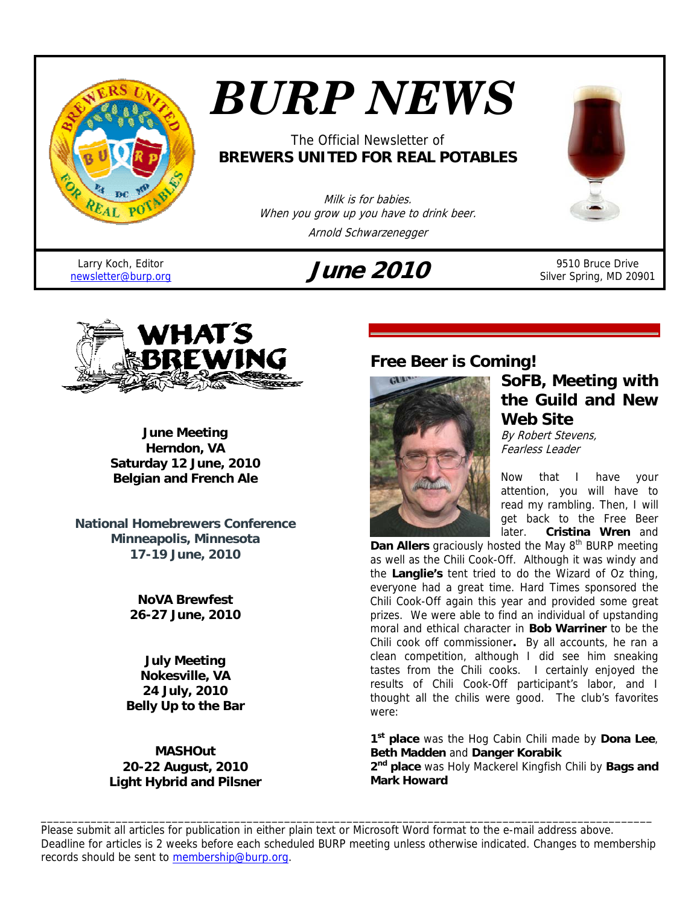# BURP NEWS

The Official Newsletter of
**BREWERS UNITED FOR REAL POTABLES**

*Milk is for babies.*
*When you grow up you have to drink beer.*
*Arnold Schwarzenegger*

Larry Koch, Editor
newsletter@burp.org

## June 2010

9510 Bruce Drive
Silver Spring, MD 20901

## WHAT'S BREWING

**June Meeting**
**Herndon, VA**
**Saturday 12 June, 2010**
**Belgian and French Ale**

**National Homebrewers Conference**
**Minneapolis, Minnesota**
**17-19 June, 2010**

**NoVA Brewfest**
**26-27 June, 2010**

**July Meeting**
**Nokesville, VA**
**24 July, 2010**
**Belly Up to the Bar**

**MASHOut**
**20-22 August, 2010**
**Light Hybrid and Pilsner**

## Free Beer is Coming!

### SoFB, Meeting with the Guild and New Web Site

*By Robert Stevens, Fearless Leader*

Now that I have your attention, you will have to read my rambling. Then, I will get back to the Free Beer later. **Cristina Wren** and **Dan Allers** graciously hosted the May 8th BURP meeting as well as the Chili Cook-Off. Although it was windy and the **Langlie's** tent tried to do the Wizard of Oz thing, everyone had a great time. Hard Times sponsored the Chili Cook-Off again this year and provided some great prizes. We were able to find an individual of upstanding moral and ethical character in **Bob Warriner** to be the Chili cook off commissioner**.** By all accounts, he ran a clean competition, although I did see him sneaking tastes from the Chili cooks. I certainly enjoyed the results of Chili Cook-Off participant's labor, and I thought all the chilis were good. The club's favorites were:

**1st place** was the Hog Cabin Chili made by **Dona Lee**, **Beth Madden** and **Danger Korabik**
**2nd place** was Holy Mackerel Kingfish Chili by **Bags and Mark Howard**

---

Please submit all articles for publication in either plain text or Microsoft Word format to the e-mail address above. Deadline for articles is 2 weeks before each scheduled BURP meeting unless otherwise indicated. Changes to membership records should be sent to membership@burp.org.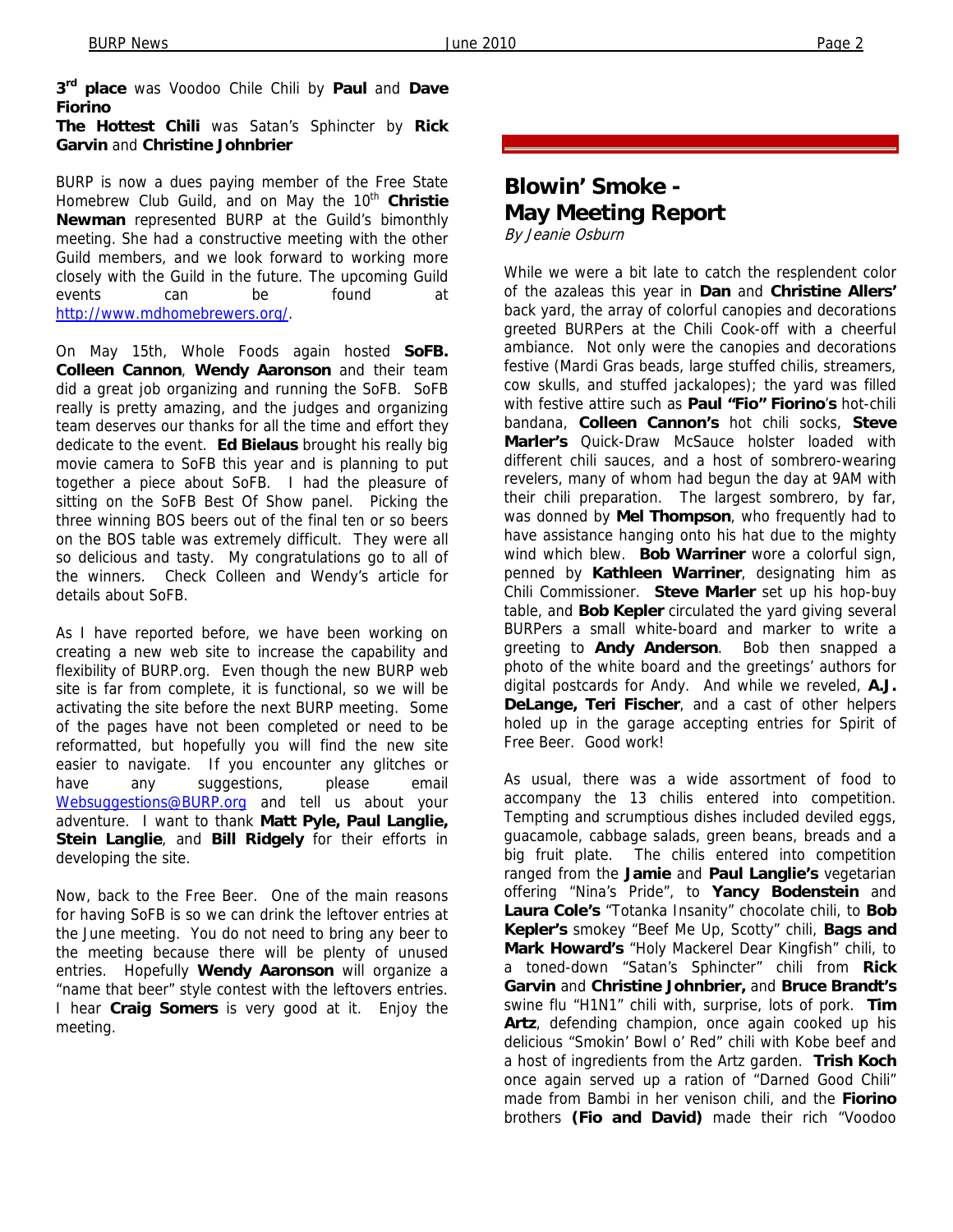**3rd place** was Voodoo Chile Chili by **Paul** and **Dave Fiorino**

**The Hottest Chili** was Satan's Sphincter by **Rick Garvin** and **Christine Johnbrier**

BURP is now a dues paying member of the Free State Homebrew Club Guild, and on May the 10th **Christie Newman** represented BURP at the Guild's bimonthly meeting. She had a constructive meeting with the other Guild members, and we look forward to working more closely with the Guild in the future. The upcoming Guild events can be found at http://www.mdhomebrewers.org/.

On May 15th, Whole Foods again hosted **SoFB. Colleen Cannon**, **Wendy Aaronson** and their team did a great job organizing and running the SoFB. SoFB really is pretty amazing, and the judges and organizing team deserves our thanks for all the time and effort they dedicate to the event. **Ed Bielaus** brought his really big movie camera to SoFB this year and is planning to put together a piece about SoFB. I had the pleasure of sitting on the SoFB Best Of Show panel. Picking the three winning BOS beers out of the final ten or so beers on the BOS table was extremely difficult. They were all so delicious and tasty. My congratulations go to all of the winners. Check Colleen and Wendy's article for details about SoFB.

As I have reported before, we have been working on creating a new web site to increase the capability and flexibility of BURP.org. Even though the new BURP web site is far from complete, it is functional, so we will be activating the site before the next BURP meeting. Some of the pages have not been completed or need to be reformatted, but hopefully you will find the new site easier to navigate. If you encounter any glitches or have any suggestions, please email Websuggestions@BURP.org and tell us about your adventure. I want to thank **Matt Pyle, Paul Langlie, Stein Langlie**, and **Bill Ridgely** for their efforts in developing the site.

Now, back to the Free Beer. One of the main reasons for having SoFB is so we can drink the leftover entries at the June meeting. You do not need to bring any beer to the meeting because there will be plenty of unused entries. Hopefully **Wendy Aaronson** will organize a "name that beer" style contest with the leftovers entries. I hear **Craig Somers** is very good at it. Enjoy the meeting.

## Blowin' Smoke - May Meeting Report

*By Jeanie Osburn*

While we were a bit late to catch the resplendent color of the azaleas this year in **Dan** and **Christine Allers'** back yard, the array of colorful canopies and decorations greeted BURPers at the Chili Cook-off with a cheerful ambiance. Not only were the canopies and decorations festive (Mardi Gras beads, large stuffed chilis, streamers, cow skulls, and stuffed jackalopes); the yard was filled with festive attire such as **Paul "Fio" Fiorino's** hot-chili bandana, **Colleen Cannon's** hot chili socks, **Steve Marler's** Quick-Draw McSauce holster loaded with different chili sauces, and a host of sombrero-wearing revelers, many of whom had begun the day at 9AM with their chili preparation. The largest sombrero, by far, was donned by **Mel Thompson**, who frequently had to have assistance hanging onto his hat due to the mighty wind which blew. **Bob Warriner** wore a colorful sign, penned by **Kathleen Warriner**, designating him as Chili Commissioner. **Steve Marler** set up his hop-buy table, and **Bob Kepler** circulated the yard giving several BURPers a small white-board and marker to write a greeting to **Andy Anderson**. Bob then snapped a photo of the white board and the greetings' authors for digital postcards for Andy. And while we reveled, **A.J. DeLange, Teri Fischer**, and a cast of other helpers holed up in the garage accepting entries for Spirit of Free Beer. Good work!

As usual, there was a wide assortment of food to accompany the 13 chilis entered into competition. Tempting and scrumptious dishes included deviled eggs, guacamole, cabbage salads, green beans, breads and a big fruit plate. The chilis entered into competition ranged from the **Jamie** and **Paul Langlie's** vegetarian offering "Nina's Pride", to **Yancy Bodenstein** and **Laura Cole's** "Totanka Insanity" chocolate chili, to **Bob Kepler's** smokey "Beef Me Up, Scotty" chili, **Bags and Mark Howard's** "Holy Mackerel Dear Kingfish" chili, to a toned-down "Satan's Sphincter" chili from **Rick Garvin** and **Christine Johnbrier,** and **Bruce Brandt's** swine flu "H1N1" chili with, surprise, lots of pork. **Tim Artz**, defending champion, once again cooked up his delicious "Smokin' Bowl o' Red" chili with Kobe beef and a host of ingredients from the Artz garden. **Trish Koch** once again served up a ration of "Darned Good Chili" made from Bambi in her venison chili, and the **Fiorino** brothers **(Fio and David)** made their rich "Voodoo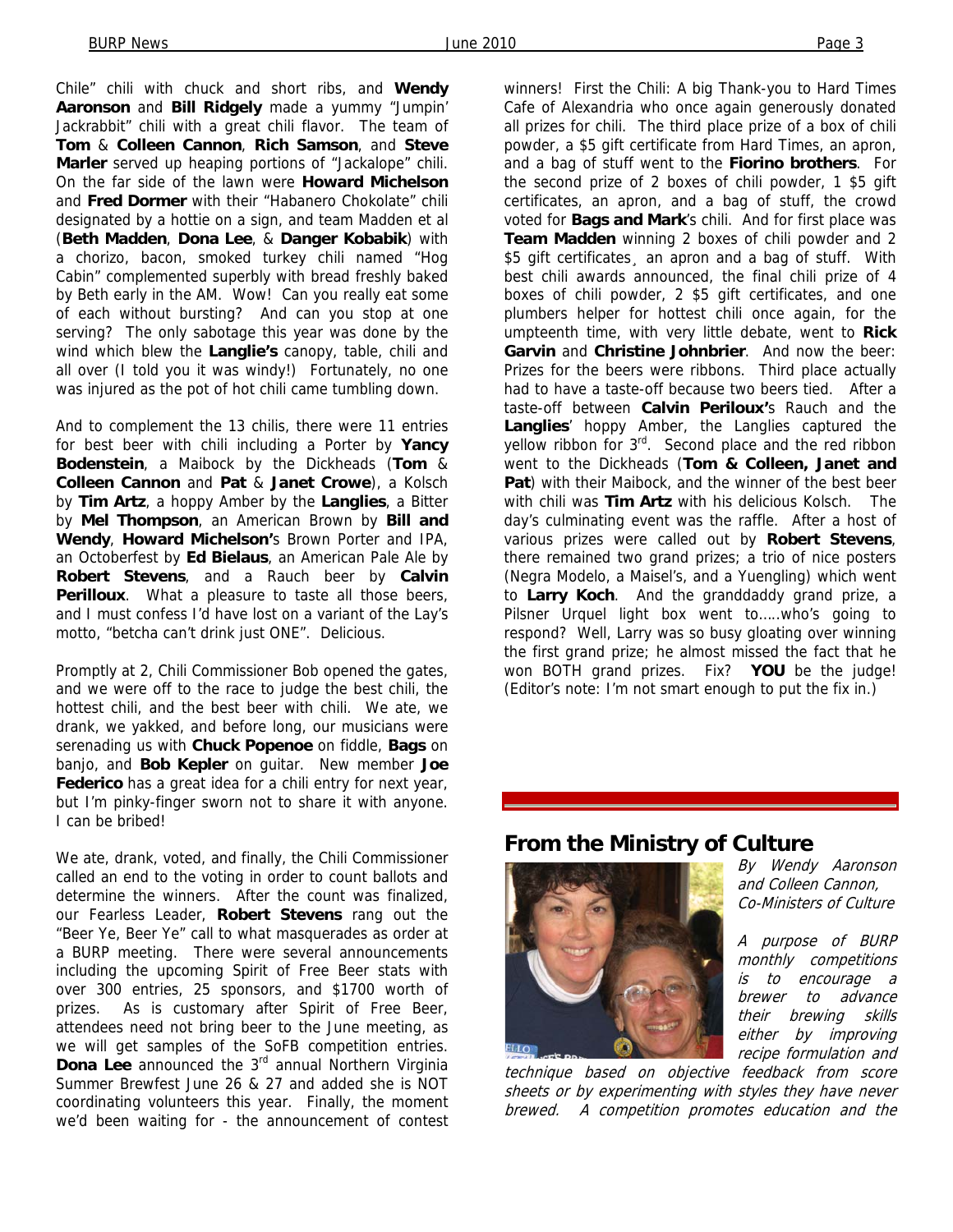Chile" chili with chuck and short ribs, and **Wendy Aaronson** and **Bill Ridgely** made a yummy "Jumpin' Jackrabbit" chili with a great chili flavor. The team of **Tom** & **Colleen Cannon**, **Rich Samson**, and **Steve Marler** served up heaping portions of "Jackalope" chili. On the far side of the lawn were **Howard Michelson** and **Fred Dormer** with their "Habanero Chokolate" chili designated by a hottie on a sign, and team Madden et al (**Beth Madden**, **Dona Lee**, & **Danger Kobabik**) with a chorizo, bacon, smoked turkey chili named "Hog Cabin" complemented superbly with bread freshly baked by Beth early in the AM. Wow! Can you really eat some of each without bursting? And can you stop at one serving? The only sabotage this year was done by the wind which blew the **Langlie's** canopy, table, chili and all over (I told you it was windy!) Fortunately, no one was injured as the pot of hot chili came tumbling down.

And to complement the 13 chilis, there were 11 entries for best beer with chili including a Porter by **Yancy Bodenstein**, a Maibock by the Dickheads (**Tom** & **Colleen Cannon** and **Pat** & **Janet Crowe**), a Kolsch by **Tim Artz**, a hoppy Amber by the **Langlies**, a Bitter by **Mel Thompson**, an American Brown by **Bill and Wendy**, **Howard Michelson's** Brown Porter and IPA, an Octoberfest by **Ed Bielaus**, an American Pale Ale by **Robert Stevens**, and a Rauch beer by **Calvin Perilloux**. What a pleasure to taste all those beers, and I must confess I'd have lost on a variant of the Lay's motto, "betcha can't drink just ONE". Delicious.

Promptly at 2, Chili Commissioner Bob opened the gates, and we were off to the race to judge the best chili, the hottest chili, and the best beer with chili. We ate, we drank, we yakked, and before long, our musicians were serenading us with **Chuck Popenoe** on fiddle, **Bags** on banjo, and **Bob Kepler** on guitar. New member **Joe Federico** has a great idea for a chili entry for next year, but I'm pinky-finger sworn not to share it with anyone. I can be bribed!

We ate, drank, voted, and finally, the Chili Commissioner called an end to the voting in order to count ballots and determine the winners. After the count was finalized, our Fearless Leader, **Robert Stevens** rang out the "Beer Ye, Beer Ye" call to what masquerades as order at a BURP meeting. There were several announcements including the upcoming Spirit of Free Beer stats with over 300 entries, 25 sponsors, and $1700 worth of prizes. As is customary after Spirit of Free Beer, attendees need not bring beer to the June meeting, as we will get samples of the SoFB competition entries. **Dona Lee** announced the 3rd annual Northern Virginia Summer Brewfest June 26 & 27 and added she is NOT coordinating volunteers this year. Finally, the moment we'd been waiting for - the announcement of contest winners! First the Chili: A big Thank-you to Hard Times Cafe of Alexandria who once again generously donated all prizes for chili. The third place prize of a box of chili powder, a $5 gift certificate from Hard Times, an apron, and a bag of stuff went to the **Fiorino brothers**. For the second prize of 2 boxes of chili powder, 1 $5 gift certificates, an apron, and a bag of stuff, the crowd voted for **Bags and Mark**'s chili. And for first place was **Team Madden** winning 2 boxes of chili powder and 2 $5 gift certificates¸ an apron and a bag of stuff. With best chili awards announced, the final chili prize of 4 boxes of chili powder, 2 $5 gift certificates, and one plumbers helper for hottest chili once again, for the umpteenth time, with very little debate, went to **Rick Garvin** and **Christine Johnbrier**. And now the beer: Prizes for the beers were ribbons. Third place actually had to have a taste-off because two beers tied. After a taste-off between **Calvin Periloux'**s Rauch and the **Langlies**' hoppy Amber, the Langlies captured the yellow ribbon for 3rd. Second place and the red ribbon went to the Dickheads (**Tom & Colleen, Janet and Pat**) with their Maibock, and the winner of the best beer with chili was **Tim Artz** with his delicious Kolsch. The day's culminating event was the raffle. After a host of various prizes were called out by **Robert Stevens**, there remained two grand prizes; a trio of nice posters (Negra Modelo, a Maisel's, and a Yuengling) which went to **Larry Koch**. And the granddaddy grand prize, a Pilsner Urquel light box went to…..who's going to respond? Well, Larry was so busy gloating over winning the first grand prize; he almost missed the fact that he won BOTH grand prizes. Fix? **YOU** be the judge! (Editor's note: I'm not smart enough to put the fix in.)

## From the Ministry of Culture

*By Wendy Aaronson and Colleen Cannon, Co-Ministers of Culture*

*A purpose of BURP monthly competitions is to encourage a brewer to advance their brewing skills either by improving recipe formulation and technique based on objective feedback from score sheets or by experimenting with styles they have never brewed. A competition promotes education and the*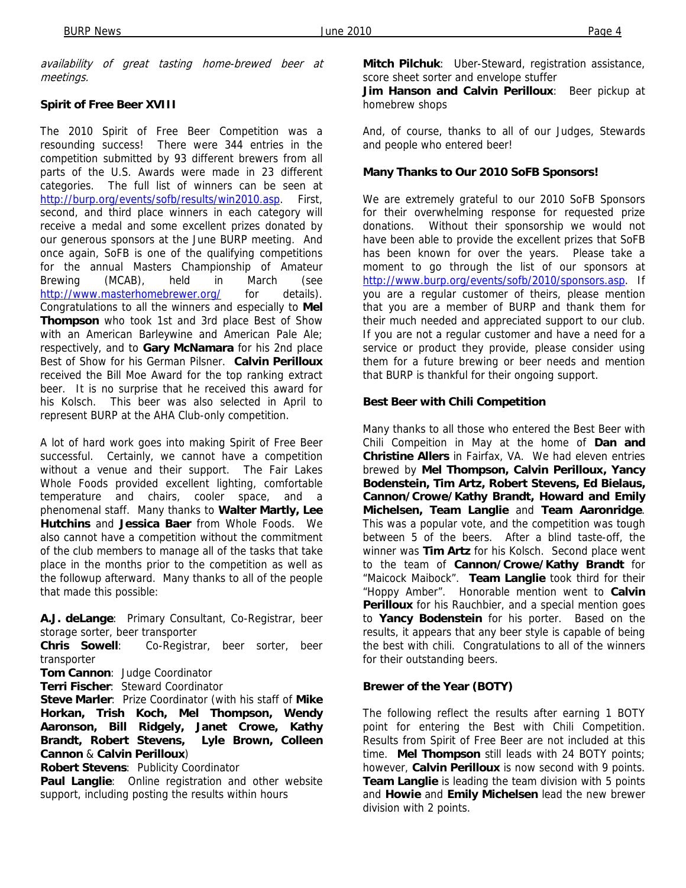*availability of great tasting home-brewed beer at meetings.*

**Spirit of Free Beer XVIII**

The 2010 Spirit of Free Beer Competition was a resounding success! There were 344 entries in the competition submitted by 93 different brewers from all parts of the U.S. Awards were made in 23 different categories. The full list of winners can be seen at http://burp.org/events/sofb/results/win2010.asp. First, second, and third place winners in each category will receive a medal and some excellent prizes donated by our generous sponsors at the June BURP meeting. And once again, SoFB is one of the qualifying competitions for the annual Masters Championship of Amateur Brewing (MCAB), held in March (see http://www.masterhomebrewer.org/ for details). Congratulations to all the winners and especially to **Mel Thompson** who took 1st and 3rd place Best of Show with an American Barleywine and American Pale Ale; respectively, and to **Gary McNamara** for his 2nd place Best of Show for his German Pilsner. **Calvin Perilloux** received the Bill Moe Award for the top ranking extract beer. It is no surprise that he received this award for his Kolsch. This beer was also selected in April to represent BURP at the AHA Club-only competition.

A lot of hard work goes into making Spirit of Free Beer successful. Certainly, we cannot have a competition without a venue and their support. The Fair Lakes Whole Foods provided excellent lighting, comfortable temperature and chairs, cooler space, and a phenomenal staff. Many thanks to **Walter Martly, Lee Hutchins** and **Jessica Baer** from Whole Foods. We also cannot have a competition without the commitment of the club members to manage all of the tasks that take place in the months prior to the competition as well as the followup afterward. Many thanks to all of the people that made this possible:

**A.J. deLange**: Primary Consultant, Co-Registrar, beer storage sorter, beer transporter
**Chris Sowell**: Co-Registrar, beer sorter, beer transporter
**Tom Cannon**: Judge Coordinator
**Terri Fischer**: Steward Coordinator
**Steve Marler**: Prize Coordinator (with his staff of **Mike Horkan, Trish Koch, Mel Thompson, Wendy Aaronson, Bill Ridgely, Janet Crowe, Kathy Brandt, Robert Stevens, Lyle Brown, Colleen Cannon** & **Calvin Perilloux**)
**Robert Stevens**: Publicity Coordinator
**Paul Langlie**: Online registration and other website support, including posting the results within hours
**Mitch Pilchuk**: Uber-Steward, registration assistance, score sheet sorter and envelope stuffer
**Jim Hanson and Calvin Perilloux**: Beer pickup at homebrew shops

And, of course, thanks to all of our Judges, Stewards and people who entered beer!

**Many Thanks to Our 2010 SoFB Sponsors!**

We are extremely grateful to our 2010 SoFB Sponsors for their overwhelming response for requested prize donations. Without their sponsorship we would not have been able to provide the excellent prizes that SoFB has been known for over the years. Please take a moment to go through the list of our sponsors at http://www.burp.org/events/sofb/2010/sponsors.asp. If you are a regular customer of theirs, please mention that you are a member of BURP and thank them for their much needed and appreciated support to our club. If you are not a regular customer and have a need for a service or product they provide, please consider using them for a future brewing or beer needs and mention that BURP is thankful for their ongoing support.

**Best Beer with Chili Competition**

Many thanks to all those who entered the Best Beer with Chili Compeition in May at the home of **Dan and Christine Allers** in Fairfax, VA. We had eleven entries brewed by **Mel Thompson, Calvin Perilloux, Yancy Bodenstein, Tim Artz, Robert Stevens, Ed Bielaus, Cannon/Crowe/Kathy Brandt, Howard and Emily Michelsen, Team Langlie** and **Team Aaronridge**. This was a popular vote, and the competition was tough between 5 of the beers. After a blind taste-off, the winner was **Tim Artz** for his Kolsch. Second place went to the team of **Cannon/Crowe/Kathy Brandt** for "Maicock Maibock". **Team Langlie** took third for their "Hoppy Amber". Honorable mention went to **Calvin Perilloux** for his Rauchbier, and a special mention goes to **Yancy Bodenstein** for his porter. Based on the results, it appears that any beer style is capable of being the best with chili. Congratulations to all of the winners for their outstanding beers.

**Brewer of the Year (BOTY)**

The following reflect the results after earning 1 BOTY point for entering the Best with Chili Competition. Results from Spirit of Free Beer are not included at this time. **Mel Thompson** still leads with 24 BOTY points; however, **Calvin Perilloux** is now second with 9 points. **Team Langlie** is leading the team division with 5 points and **Howie** and **Emily Michelsen** lead the new brewer division with 2 points.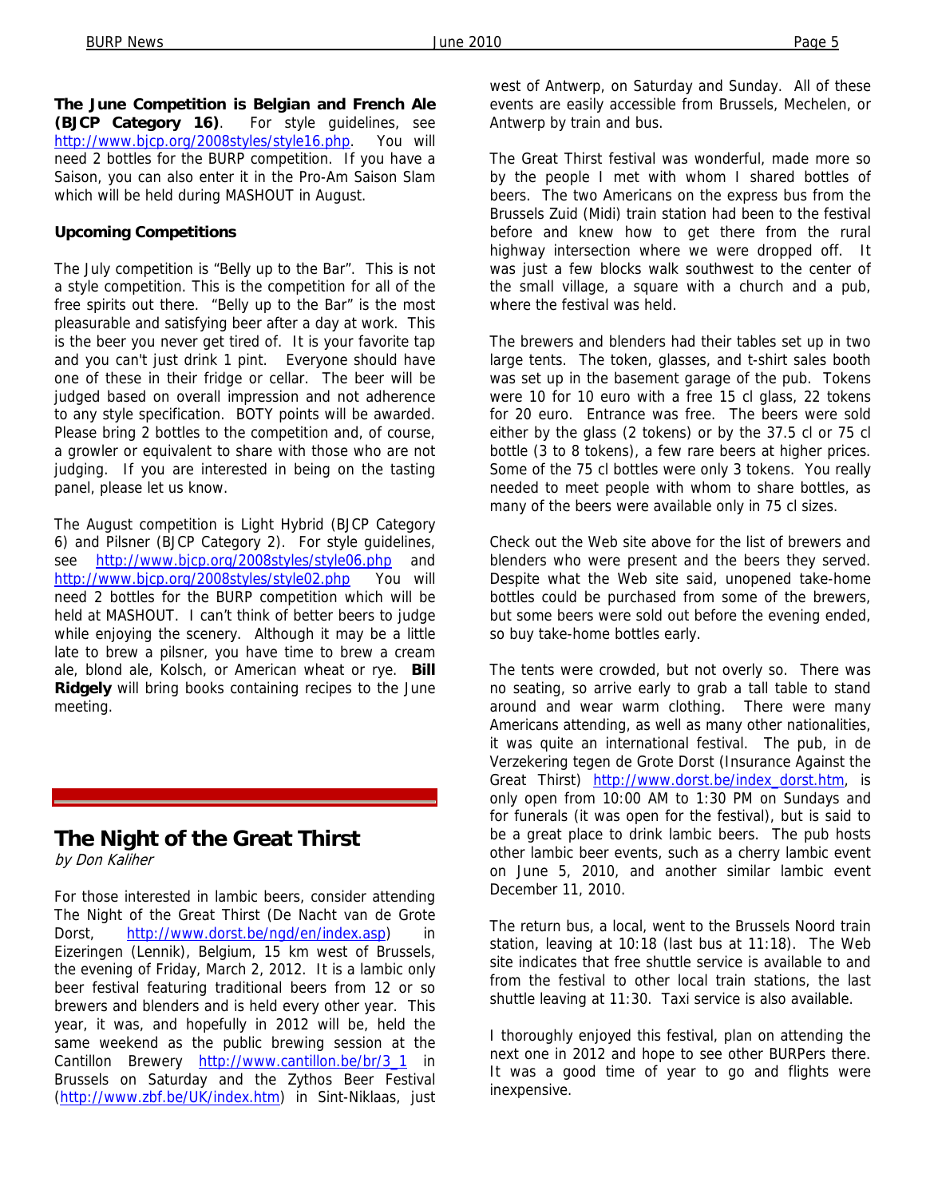**The June Competition is Belgian and French Ale (BJCP Category 16)**. For style guidelines, see http://www.bjcp.org/2008styles/style16.php. You will need 2 bottles for the BURP competition. If you have a Saison, you can also enter it in the Pro-Am Saison Slam which will be held during MASHOUT in August.

**Upcoming Competitions**

The July competition is "Belly up to the Bar". This is not a style competition. This is the competition for all of the free spirits out there. "Belly up to the Bar" is the most pleasurable and satisfying beer after a day at work. This is the beer you never get tired of. It is your favorite tap and you can't just drink 1 pint. Everyone should have one of these in their fridge or cellar. The beer will be judged based on overall impression and not adherence to any style specification. BOTY points will be awarded. Please bring 2 bottles to the competition and, of course, a growler or equivalent to share with those who are not judging. If you are interested in being on the tasting panel, please let us know.

The August competition is Light Hybrid (BJCP Category 6) and Pilsner (BJCP Category 2). For style guidelines, see http://www.bjcp.org/2008styles/style06.php and http://www.bjcp.org/2008styles/style02.php You will need 2 bottles for the BURP competition which will be held at MASHOUT. I can't think of better beers to judge while enjoying the scenery. Although it may be a little late to brew a pilsner, you have time to brew a cream ale, blond ale, Kolsch, or American wheat or rye. **Bill Ridgely** will bring books containing recipes to the June meeting.

## The Night of the Great Thirst

*by Don Kaliher*

For those interested in lambic beers, consider attending The Night of the Great Thirst (De Nacht van de Grote Dorst, http://www.dorst.be/ngd/en/index.asp) in Eizeringen (Lennik), Belgium, 15 km west of Brussels, the evening of Friday, March 2, 2012. It is a lambic only beer festival featuring traditional beers from 12 or so brewers and blenders and is held every other year. This year, it was, and hopefully in 2012 will be, held the same weekend as the public brewing session at the Cantillon Brewery http://www.cantillon.be/br/3_1 in Brussels on Saturday and the Zythos Beer Festival (http://www.zbf.be/UK/index.htm) in Sint-Niklaas, just west of Antwerp, on Saturday and Sunday. All of these events are easily accessible from Brussels, Mechelen, or Antwerp by train and bus.

The Great Thirst festival was wonderful, made more so by the people I met with whom I shared bottles of beers. The two Americans on the express bus from the Brussels Zuid (Midi) train station had been to the festival before and knew how to get there from the rural highway intersection where we were dropped off. It was just a few blocks walk southwest to the center of the small village, a square with a church and a pub, where the festival was held.

The brewers and blenders had their tables set up in two large tents. The token, glasses, and t-shirt sales booth was set up in the basement garage of the pub. Tokens were 10 for 10 euro with a free 15 cl glass, 22 tokens for 20 euro. Entrance was free. The beers were sold either by the glass (2 tokens) or by the 37.5 cl or 75 cl bottle (3 to 8 tokens), a few rare beers at higher prices. Some of the 75 cl bottles were only 3 tokens. You really needed to meet people with whom to share bottles, as many of the beers were available only in 75 cl sizes.

Check out the Web site above for the list of brewers and blenders who were present and the beers they served. Despite what the Web site said, unopened take-home bottles could be purchased from some of the brewers, but some beers were sold out before the evening ended, so buy take-home bottles early.

The tents were crowded, but not overly so. There was no seating, so arrive early to grab a tall table to stand around and wear warm clothing. There were many Americans attending, as well as many other nationalities, it was quite an international festival. The pub, in de Verzekering tegen de Grote Dorst (Insurance Against the Great Thirst) http://www.dorst.be/index_dorst.htm, is only open from 10:00 AM to 1:30 PM on Sundays and for funerals (it was open for the festival), but is said to be a great place to drink lambic beers. The pub hosts other lambic beer events, such as a cherry lambic event on June 5, 2010, and another similar lambic event December 11, 2010.

The return bus, a local, went to the Brussels Noord train station, leaving at 10:18 (last bus at 11:18). The Web site indicates that free shuttle service is available to and from the festival to other local train stations, the last shuttle leaving at 11:30. Taxi service is also available.

I thoroughly enjoyed this festival, plan on attending the next one in 2012 and hope to see other BURPers there. It was a good time of year to go and flights were inexpensive.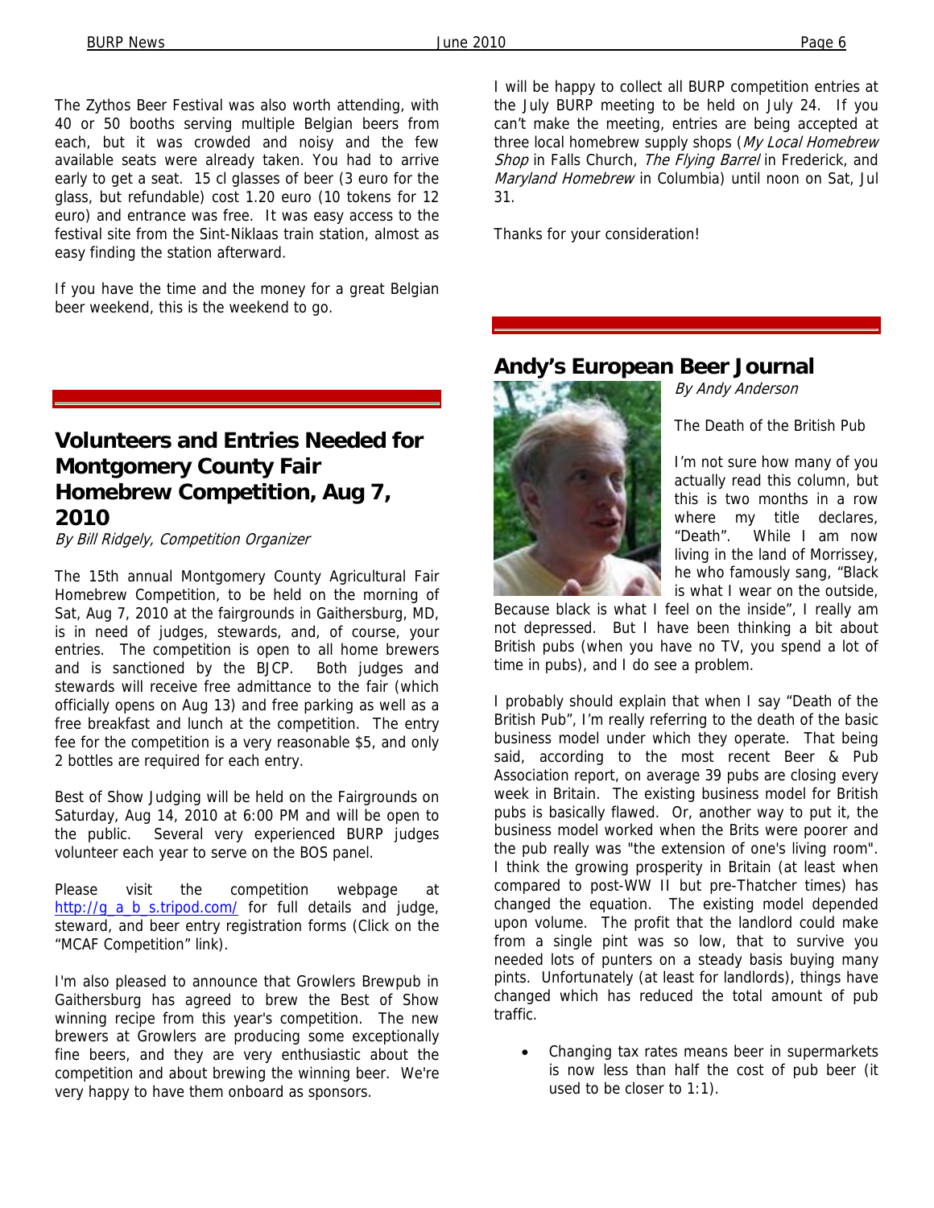The Zythos Beer Festival was also worth attending, with 40 or 50 booths serving multiple Belgian beers from each, but it was crowded and noisy and the few available seats were already taken. You had to arrive early to get a seat. 15 cl glasses of beer (3 euro for the glass, but refundable) cost 1.20 euro (10 tokens for 12 euro) and entrance was free. It was easy access to the festival site from the Sint-Niklaas train station, almost as easy finding the station afterward.

If you have the time and the money for a great Belgian beer weekend, this is the weekend to go.

## Volunteers and Entries Needed for Montgomery County Fair Homebrew Competition, Aug 7, 2010

*By Bill Ridgely, Competition Organizer*

The 15th annual Montgomery County Agricultural Fair Homebrew Competition, to be held on the morning of Sat, Aug 7, 2010 at the fairgrounds in Gaithersburg, MD, is in need of judges, stewards, and, of course, your entries. The competition is open to all home brewers and is sanctioned by the BJCP. Both judges and stewards will receive free admittance to the fair (which officially opens on Aug 13) and free parking as well as a free breakfast and lunch at the competition. The entry fee for the competition is a very reasonable $5, and only 2 bottles are required for each entry.

Best of Show Judging will be held on the Fairgrounds on Saturday, Aug 14, 2010 at 6:00 PM and will be open to the public. Several very experienced BURP judges volunteer each year to serve on the BOS panel.

Please visit the competition webpage at http://g_a_b_s.tripod.com/ for full details and judge, steward, and beer entry registration forms (Click on the "MCAF Competition" link).

I'm also pleased to announce that Growlers Brewpub in Gaithersburg has agreed to brew the Best of Show winning recipe from this year's competition. The new brewers at Growlers are producing some exceptionally fine beers, and they are very enthusiastic about the competition and about brewing the winning beer. We're very happy to have them onboard as sponsors.

I will be happy to collect all BURP competition entries at the July BURP meeting to be held on July 24. If you can't make the meeting, entries are being accepted at three local homebrew supply shops (*My Local Homebrew Shop* in Falls Church, *The Flying Barrel* in Frederick, and *Maryland Homebrew* in Columbia) until noon on Sat, Jul 31.

Thanks for your consideration!

## Andy's European Beer Journal

*By Andy Anderson*

The Death of the British Pub

I'm not sure how many of you actually read this column, but this is two months in a row where my title declares, "Death". While I am now living in the land of Morrissey, he who famously sang, "Black is what I wear on the outside, Because black is what I feel on the inside", I really am not depressed. But I have been thinking a bit about British pubs (when you have no TV, you spend a lot of time in pubs), and I do see a problem.

I probably should explain that when I say "Death of the British Pub", I'm really referring to the death of the basic business model under which they operate. That being said, according to the most recent Beer & Pub Association report, on average 39 pubs are closing every week in Britain. The existing business model for British pubs is basically flawed. Or, another way to put it, the business model worked when the Brits were poorer and the pub really was "the extension of one's living room". I think the growing prosperity in Britain (at least when compared to post-WW II but pre-Thatcher times) has changed the equation. The existing model depended upon volume. The profit that the landlord could make from a single pint was so low, that to survive you needed lots of punters on a steady basis buying many pints. Unfortunately (at least for landlords), things have changed which has reduced the total amount of pub traffic.

- Changing tax rates means beer in supermarkets is now less than half the cost of pub beer (it used to be closer to 1:1).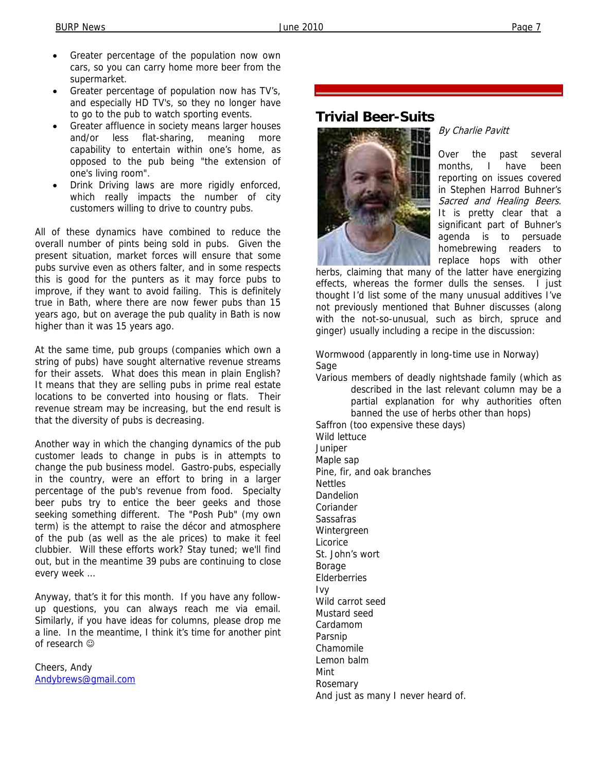- Greater percentage of the population now own cars, so you can carry home more beer from the supermarket.
- Greater percentage of population now has TV's, and especially HD TV's, so they no longer have to go to the pub to watch sporting events.
- Greater affluence in society means larger houses and/or less flat-sharing, meaning more capability to entertain within one's home, as opposed to the pub being "the extension of one's living room".
- Drink Driving laws are more rigidly enforced, which really impacts the number of city customers willing to drive to country pubs.

All of these dynamics have combined to reduce the overall number of pints being sold in pubs. Given the present situation, market forces will ensure that some pubs survive even as others falter, and in some respects this is good for the punters as it may force pubs to improve, if they want to avoid failing. This is definitely true in Bath, where there are now fewer pubs than 15 years ago, but on average the pub quality in Bath is now higher than it was 15 years ago.

At the same time, pub groups (companies which own a string of pubs) have sought alternative revenue streams for their assets. What does this mean in plain English? It means that they are selling pubs in prime real estate locations to be converted into housing or flats. Their revenue stream may be increasing, but the end result is that the diversity of pubs is decreasing.

Another way in which the changing dynamics of the pub customer leads to change in pubs is in attempts to change the pub business model. Gastro-pubs, especially in the country, were an effort to bring in a larger percentage of the pub's revenue from food. Specialty beer pubs try to entice the beer geeks and those seeking something different. The "Posh Pub" (my own term) is the attempt to raise the décor and atmosphere of the pub (as well as the ale prices) to make it feel clubbier. Will these efforts work? Stay tuned; we'll find out, but in the meantime 39 pubs are continuing to close every week …

Anyway, that's it for this month. If you have any follow-up questions, you can always reach me via email. Similarly, if you have ideas for columns, please drop me a line. In the meantime, I think it's time for another pint of research ☺

Cheers, Andy
Andybrews@gmail.com

## Trivial Beer-Suits

*By Charlie Pavitt*

Over the past several months, I have been reporting on issues covered in Stephen Harrod Buhner's *Sacred and Healing Beers.* It is pretty clear that a significant part of Buhner's agenda is to persuade homebrewing readers to replace hops with other herbs, claiming that many of the latter have energizing effects, whereas the former dulls the senses. I just thought I'd list some of the many unusual additives I've not previously mentioned that Buhner discusses (along with the not-so-unusual, such as birch, spruce and ginger) usually including a recipe in the discussion:

Wormwood (apparently in long-time use in Norway)
Sage
Various members of deadly nightshade family (which as described in the last relevant column may be a partial explanation for why authorities often banned the use of herbs other than hops)
Saffron (too expensive these days)
Wild lettuce
Juniper
Maple sap
Pine, fir, and oak branches
Nettles
Dandelion
Coriander
Sassafras
Wintergreen
Licorice
St. John's wort
Borage
Elderberries
Ivy
Wild carrot seed
Mustard seed
Cardamom
Parsnip
Chamomile
Lemon balm
Mint
Rosemary
And just as many I never heard of.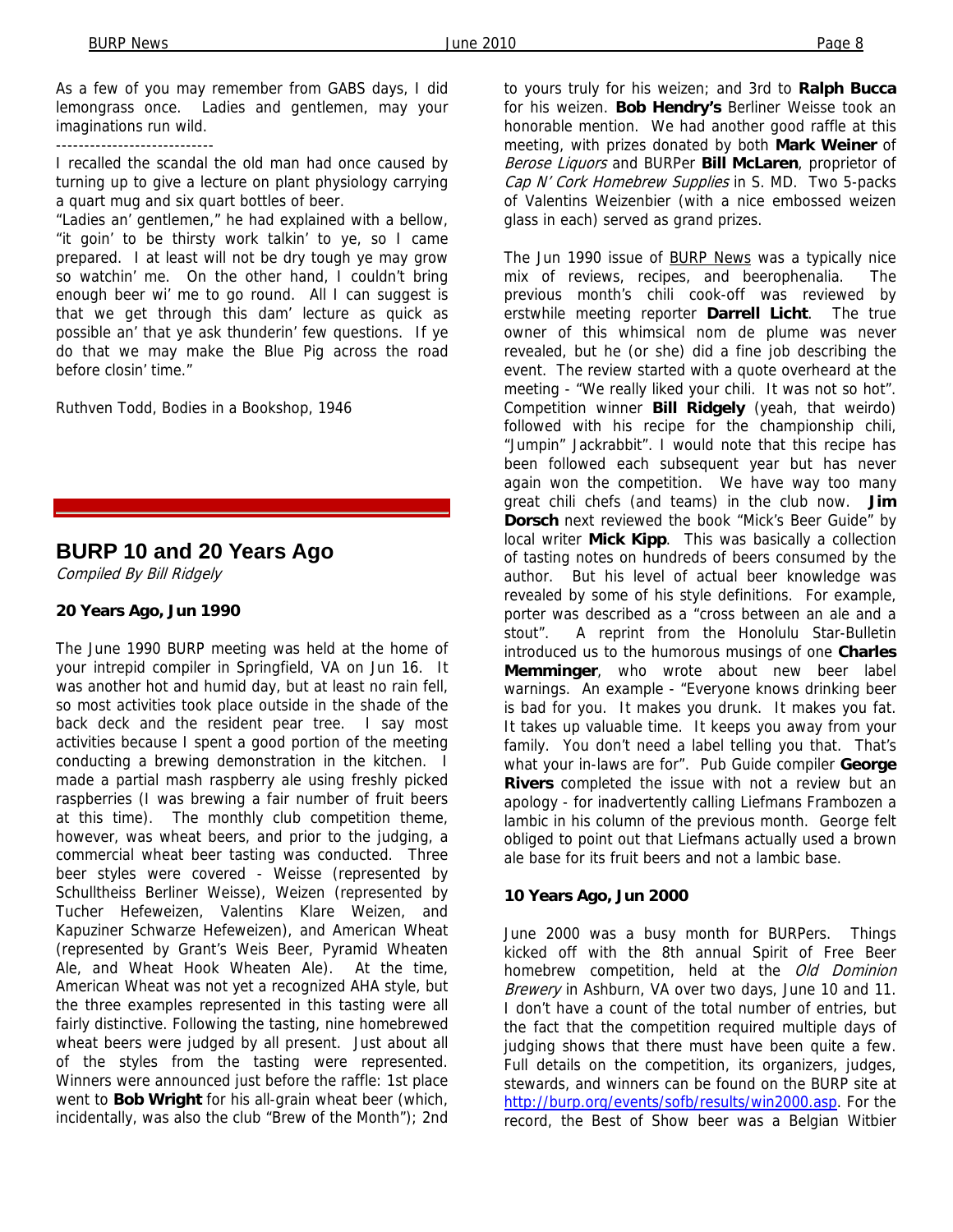As a few of you may remember from GABS days, I did lemongrass once. Ladies and gentlemen, may your imaginations run wild.

----------------------------

I recalled the scandal the old man had once caused by turning up to give a lecture on plant physiology carrying a quart mug and six quart bottles of beer.

"Ladies an' gentlemen," he had explained with a bellow, "it goin' to be thirsty work talkin' to ye, so I came prepared. I at least will not be dry tough ye may grow so watchin' me. On the other hand, I couldn't bring enough beer wi' me to go round. All I can suggest is that we get through this dam' lecture as quick as possible an' that ye ask thunderin' few questions. If ye do that we may make the Blue Pig across the road before closin' time."

Ruthven Todd, Bodies in a Bookshop, 1946

## BURP 10 and 20 Years Ago

*Compiled By Bill Ridgely*

### 20 Years Ago, Jun 1990

The June 1990 BURP meeting was held at the home of your intrepid compiler in Springfield, VA on Jun 16. It was another hot and humid day, but at least no rain fell, so most activities took place outside in the shade of the back deck and the resident pear tree. I say most activities because I spent a good portion of the meeting conducting a brewing demonstration in the kitchen. I made a partial mash raspberry ale using freshly picked raspberries (I was brewing a fair number of fruit beers at this time). The monthly club competition theme, however, was wheat beers, and prior to the judging, a commercial wheat beer tasting was conducted. Three beer styles were covered - Weisse (represented by Schulltheiss Berliner Weisse), Weizen (represented by Tucher Hefeweizen, Valentins Klare Weizen, and Kapuziner Schwarze Hefeweizen), and American Wheat (represented by Grant's Weis Beer, Pyramid Wheaten Ale, and Wheat Hook Wheaten Ale). At the time, American Wheat was not yet a recognized AHA style, but the three examples represented in this tasting were all fairly distinctive. Following the tasting, nine homebrewed wheat beers were judged by all present. Just about all of the styles from the tasting were represented. Winners were announced just before the raffle: 1st place went to **Bob Wright** for his all-grain wheat beer (which, incidentally, was also the club "Brew of the Month"); 2nd to yours truly for his weizen; and 3rd to **Ralph Bucca** for his weizen. **Bob Hendry's** Berliner Weisse took an honorable mention. We had another good raffle at this meeting, with prizes donated by both **Mark Weiner** of *Berose Liquors* and BURPer **Bill McLaren**, proprietor of *Cap N' Cork Homebrew Supplies* in S. MD. Two 5-packs of Valentins Weizenbier (with a nice embossed weizen glass in each) served as grand prizes.

The Jun 1990 issue of BURP News was a typically nice mix of reviews, recipes, and beerophenalia. The previous month's chili cook-off was reviewed by erstwhile meeting reporter **Darrell Licht**. The true owner of this whimsical nom de plume was never revealed, but he (or she) did a fine job describing the event. The review started with a quote overheard at the meeting - "We really liked your chili. It was not so hot". Competition winner **Bill Ridgely** (yeah, that weirdo) followed with his recipe for the championship chili, "Jumpin" Jackrabbit". I would note that this recipe has been followed each subsequent year but has never again won the competition. We have way too many great chili chefs (and teams) in the club now. **Jim Dorsch** next reviewed the book "Mick's Beer Guide" by local writer **Mick Kipp**. This was basically a collection of tasting notes on hundreds of beers consumed by the author. But his level of actual beer knowledge was revealed by some of his style definitions. For example, porter was described as a "cross between an ale and a stout". A reprint from the Honolulu Star-Bulletin introduced us to the humorous musings of one **Charles Memminger**, who wrote about new beer label warnings. An example - "Everyone knows drinking beer is bad for you. It makes you drunk. It makes you fat. It takes up valuable time. It keeps you away from your family. You don't need a label telling you that. That's what your in-laws are for". Pub Guide compiler **George Rivers** completed the issue with not a review but an apology - for inadvertently calling Liefmans Frambozen a lambic in his column of the previous month. George felt obliged to point out that Liefmans actually used a brown ale base for its fruit beers and not a lambic base.

### 10 Years Ago, Jun 2000

June 2000 was a busy month for BURPers. Things kicked off with the 8th annual Spirit of Free Beer homebrew competition, held at the *Old Dominion Brewery* in Ashburn, VA over two days, June 10 and 11. I don't have a count of the total number of entries, but the fact that the competition required multiple days of judging shows that there must have been quite a few. Full details on the competition, its organizers, judges, stewards, and winners can be found on the BURP site at http://burp.org/events/sofb/results/win2000.asp. For the record, the Best of Show beer was a Belgian Witbier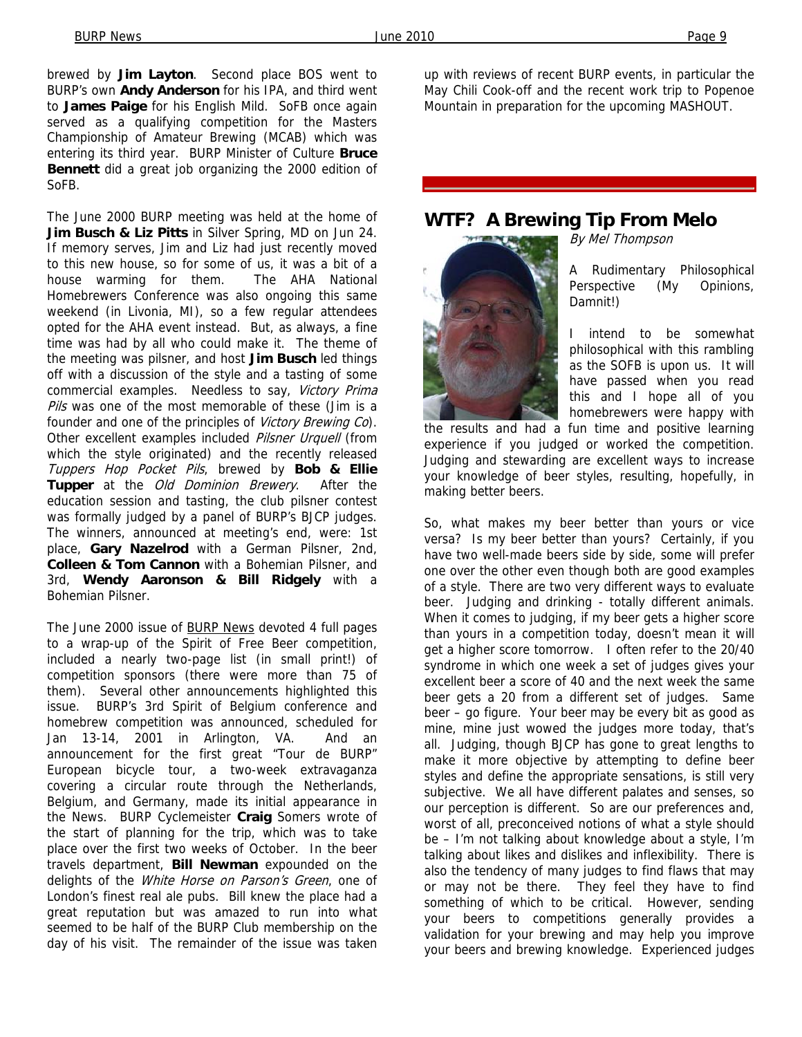brewed by **Jim Layton**. Second place BOS went to BURP's own **Andy Anderson** for his IPA, and third went to **James Paige** for his English Mild. SoFB once again served as a qualifying competition for the Masters Championship of Amateur Brewing (MCAB) which was entering its third year. BURP Minister of Culture **Bruce Bennett** did a great job organizing the 2000 edition of SoFB.

The June 2000 BURP meeting was held at the home of **Jim Busch & Liz Pitts** in Silver Spring, MD on Jun 24. If memory serves, Jim and Liz had just recently moved to this new house, so for some of us, it was a bit of a house warming for them. The AHA National Homebrewers Conference was also ongoing this same weekend (in Livonia, MI), so a few regular attendees opted for the AHA event instead. But, as always, a fine time was had by all who could make it. The theme of the meeting was pilsner, and host **Jim Busch** led things off with a discussion of the style and a tasting of some commercial examples. Needless to say, *Victory Prima Pils* was one of the most memorable of these (Jim is a founder and one of the principles of *Victory Brewing Co*). Other excellent examples included *Pilsner Urquell* (from which the style originated) and the recently released *Tuppers Hop Pocket Pils*, brewed by **Bob & Ellie Tupper** at the *Old Dominion Brewery*. After the education session and tasting, the club pilsner contest was formally judged by a panel of BURP's BJCP judges. The winners, announced at meeting's end, were: 1st place, **Gary Nazelrod** with a German Pilsner, 2nd, **Colleen & Tom Cannon** with a Bohemian Pilsner, and 3rd, **Wendy Aaronson & Bill Ridgely** with a Bohemian Pilsner.

The June 2000 issue of BURP News devoted 4 full pages to a wrap-up of the Spirit of Free Beer competition, included a nearly two-page list (in small print!) of competition sponsors (there were more than 75 of them). Several other announcements highlighted this issue. BURP's 3rd Spirit of Belgium conference and homebrew competition was announced, scheduled for Jan 13-14, 2001 in Arlington, VA. And an announcement for the first great "Tour de BURP" European bicycle tour, a two-week extravaganza covering a circular route through the Netherlands, Belgium, and Germany, made its initial appearance in the News. BURP Cyclemeister **Craig** Somers wrote of the start of planning for the trip, which was to take place over the first two weeks of October. In the beer travels department, **Bill Newman** expounded on the delights of the *White Horse on Parson's Green*, one of London's finest real ale pubs. Bill knew the place had a great reputation but was amazed to run into what seemed to be half of the BURP Club membership on the day of his visit. The remainder of the issue was taken up with reviews of recent BURP events, in particular the May Chili Cook-off and the recent work trip to Popenoe Mountain in preparation for the upcoming MASHOUT.

## WTF? A Brewing Tip From Melo

*By Mel Thompson*

A Rudimentary Philosophical Perspective (My Opinions, Damnit!)

I intend to be somewhat philosophical with this rambling as the SOFB is upon us. It will have passed when you read this and I hope all of you homebrewers were happy with the results and had a fun time and positive learning experience if you judged or worked the competition. Judging and stewarding are excellent ways to increase your knowledge of beer styles, resulting, hopefully, in making better beers.

So, what makes my beer better than yours or vice versa? Is my beer better than yours? Certainly, if you have two well-made beers side by side, some will prefer one over the other even though both are good examples of a style. There are two very different ways to evaluate beer. Judging and drinking - totally different animals. When it comes to judging, if my beer gets a higher score than yours in a competition today, doesn't mean it will get a higher score tomorrow. I often refer to the 20/40 syndrome in which one week a set of judges gives your excellent beer a score of 40 and the next week the same beer gets a 20 from a different set of judges. Same beer – go figure. Your beer may be every bit as good as mine, mine just wowed the judges more today, that's all. Judging, though BJCP has gone to great lengths to make it more objective by attempting to define beer styles and define the appropriate sensations, is still very subjective. We all have different palates and senses, so our perception is different. So are our preferences and, worst of all, preconceived notions of what a style should be – I'm not talking about knowledge about a style, I'm talking about likes and dislikes and inflexibility. There is also the tendency of many judges to find flaws that may or may not be there. They feel they have to find something of which to be critical. However, sending your beers to competitions generally provides a validation for your brewing and may help you improve your beers and brewing knowledge. Experienced judges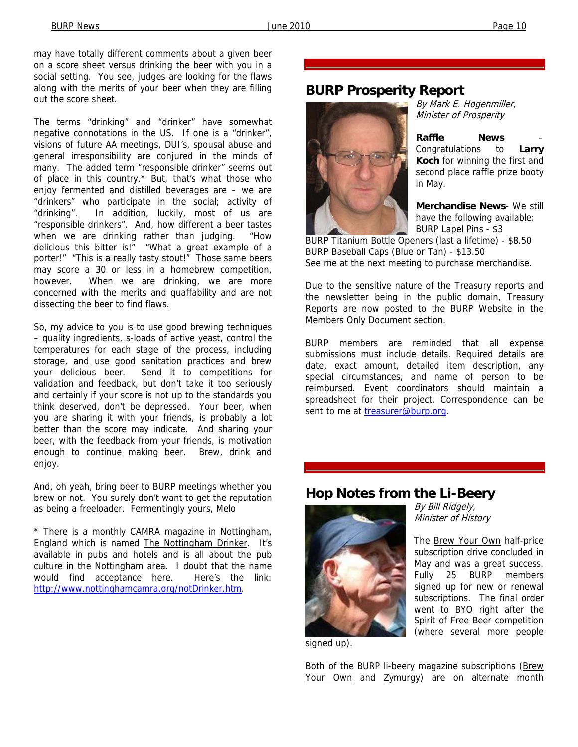may have totally different comments about a given beer on a score sheet versus drinking the beer with you in a social setting. You see, judges are looking for the flaws along with the merits of your beer when they are filling out the score sheet.

The terms "drinking" and "drinker" have somewhat negative connotations in the US. If one is a "drinker", visions of future AA meetings, DUI's, spousal abuse and general irresponsibility are conjured in the minds of many. The added term "responsible drinker" seems out of place in this country.* But, that's what those who enjoy fermented and distilled beverages are – we are "drinkers" who participate in the social; activity of "drinking". In addition, luckily, most of us are "responsible drinkers". And, how different a beer tastes when we are drinking rather than judging. "How delicious this bitter is!" "What a great example of a porter!" "This is a really tasty stout!" Those same beers may score a 30 or less in a homebrew competition, however. When we are drinking, we are more concerned with the merits and quaffability and are not dissecting the beer to find flaws.

So, my advice to you is to use good brewing techniques – quality ingredients, s-loads of active yeast, control the temperatures for each stage of the process, including storage, and use good sanitation practices and brew your delicious beer. Send it to competitions for validation and feedback, but don't take it too seriously and certainly if your score is not up to the standards you think deserved, don't be depressed. Your beer, when you are sharing it with your friends, is probably a lot better than the score may indicate. And sharing your beer, with the feedback from your friends, is motivation enough to continue making beer. Brew, drink and enjoy.

And, oh yeah, bring beer to BURP meetings whether you brew or not. You surely don't want to get the reputation as being a freeloader. Fermentingly yours, Melo

* There is a monthly CAMRA magazine in Nottingham, England which is named The Nottingham Drinker. It's available in pubs and hotels and is all about the pub culture in the Nottingham area. I doubt that the name would find acceptance here. Here's the link: http://www.nottinghamcamra.org/notDrinker.htm.

## BURP Prosperity Report

*By Mark E. Hogenmiller, Minister of Prosperity*

**Raffle News** – Congratulations to **Larry Koch** for winning the first and second place raffle prize booty in May.

**Merchandise News**- We still have the following available:
BURP Lapel Pins - $3
BURP Titanium Bottle Openers (last a lifetime) - $8.50
BURP Baseball Caps (Blue or Tan) - $13.50
See me at the next meeting to purchase merchandise.

Due to the sensitive nature of the Treasury reports and the newsletter being in the public domain, Treasury Reports are now posted to the BURP Website in the Members Only Document section.

BURP members are reminded that all expense submissions must include details. Required details are date, exact amount, detailed item description, any special circumstances, and name of person to be reimbursed. Event coordinators should maintain a spreadsheet for their project. Correspondence can be sent to me at treasurer@burp.org.

## Hop Notes from the Li-Beery

*By Bill Ridgely, Minister of History*

The Brew Your Own half-price subscription drive concluded in May and was a great success. Fully 25 BURP members signed up for new or renewal subscriptions. The final order went to BYO right after the Spirit of Free Beer competition (where several more people signed up).

Both of the BURP li-beery magazine subscriptions (Brew Your Own and Zymurgy) are on alternate month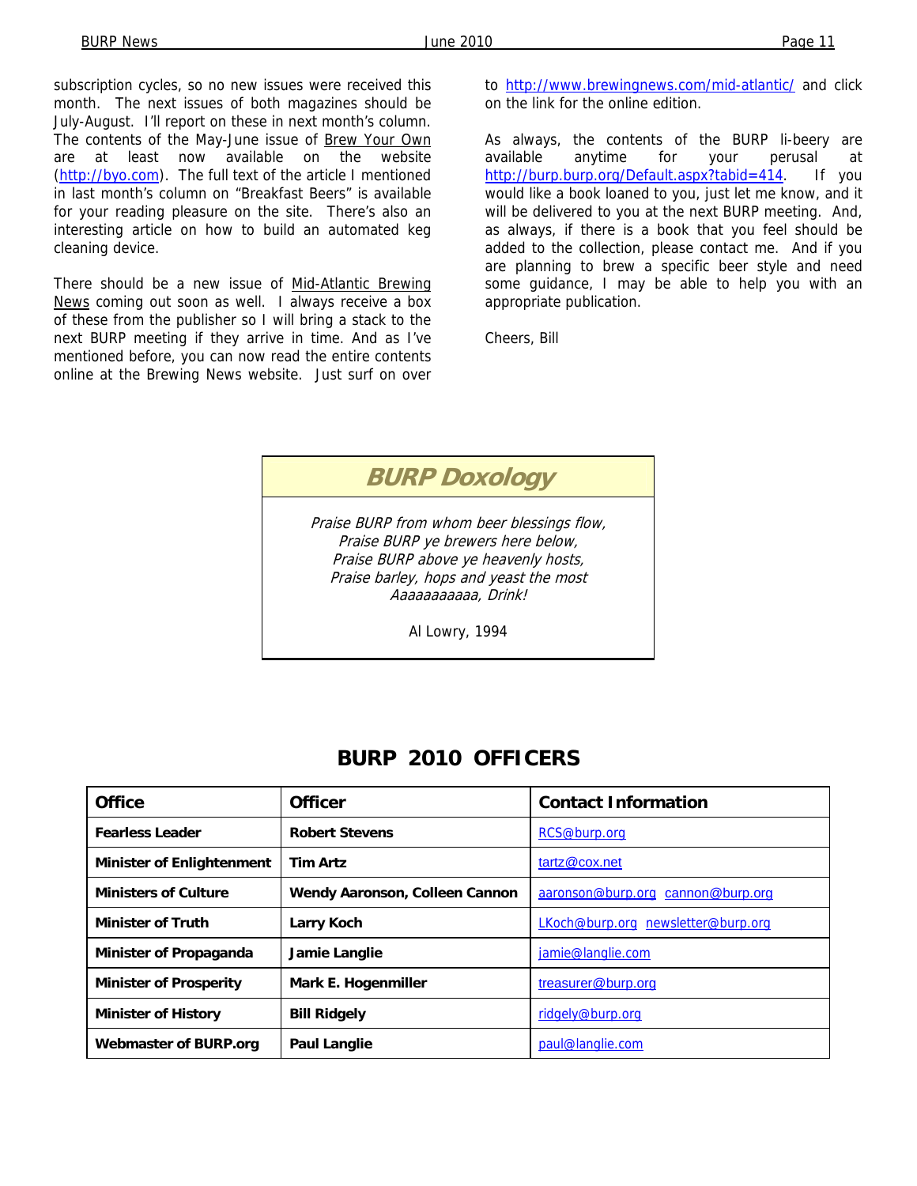subscription cycles, so no new issues were received this month. The next issues of both magazines should be July-August. I'll report on these in next month's column. The contents of the May-June issue of Brew Your Own are at least now available on the website (http://byo.com). The full text of the article I mentioned in last month's column on "Breakfast Beers" is available for your reading pleasure on the site. There's also an interesting article on how to build an automated keg cleaning device.

There should be a new issue of Mid-Atlantic Brewing News coming out soon as well. I always receive a box of these from the publisher so I will bring a stack to the next BURP meeting if they arrive in time. And as I've mentioned before, you can now read the entire contents online at the Brewing News website. Just surf on over to http://www.brewingnews.com/mid-atlantic/ and click on the link for the online edition.

As always, the contents of the BURP li-beery are available anytime for your perusal at http://burp.burp.org/Default.aspx?tabid=414. If you would like a book loaned to you, just let me know, and it will be delivered to you at the next BURP meeting. And, as always, if there is a book that you feel should be added to the collection, please contact me. And if you are planning to brew a specific beer style and need some guidance, I may be able to help you with an appropriate publication.

Cheers, Bill

## BURP Doxology

*Praise BURP from whom beer blessings flow,*
*Praise BURP ye brewers here below,*
*Praise BURP above ye heavenly hosts,*
*Praise barley, hops and yeast the most*
*Aaaaaaaaaaa, Drink!*

Al Lowry, 1994

## BURP 2010 OFFICERS

| Office | Officer | Contact Information |
|---|---|---|
| **Fearless Leader** | **Robert Stevens** | RCS@burp.org |
| **Minister of Enlightenment** | **Tim Artz** | tartz@cox.net |
| **Ministers of Culture** | **Wendy Aaronson, Colleen Cannon** | aaronson@burp.org cannon@burp.org |
| **Minister of Truth** | **Larry Koch** | LKoch@burp.org newsletter@burp.org |
| **Minister of Propaganda** | **Jamie Langlie** | jamie@langlie.com |
| **Minister of Prosperity** | **Mark E. Hogenmiller** | treasurer@burp.org |
| **Minister of History** | **Bill Ridgely** | ridgely@burp.org |
| **Webmaster of BURP.org** | **Paul Langlie** | paul@langlie.com |